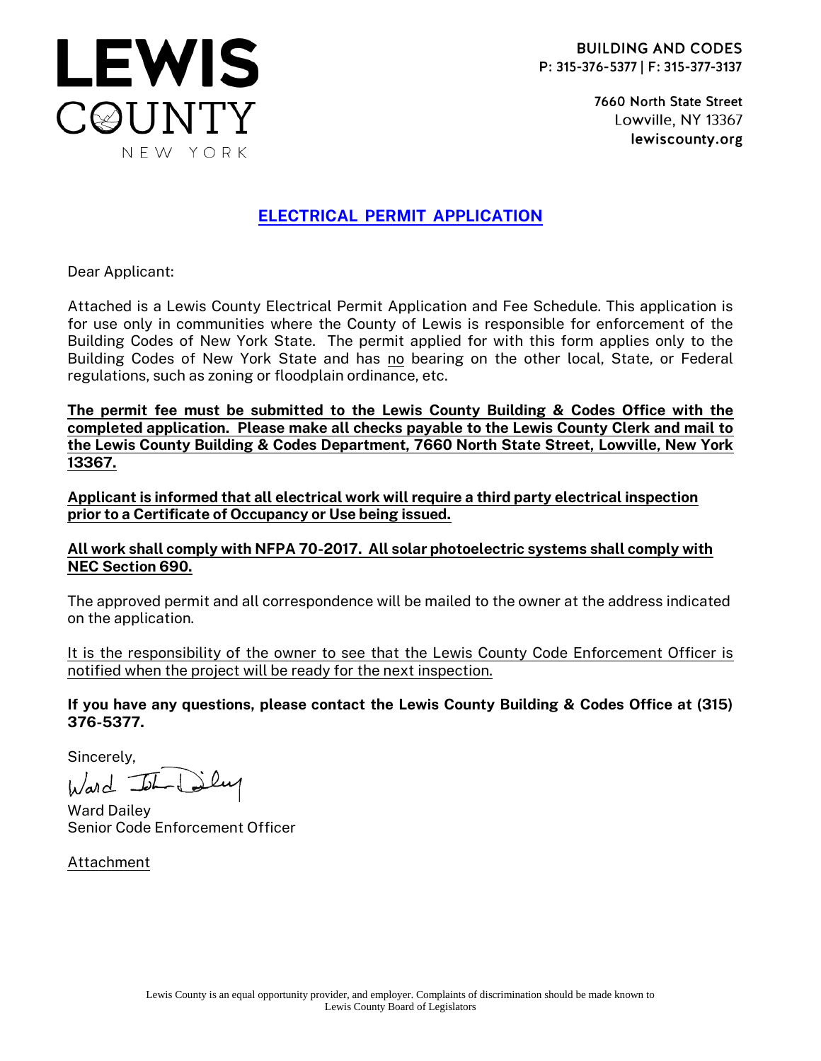# LEWIS COUNTY
NEW YORK

**BUILDING AND CODES**
**P: 315-376-5377 | F: 315-377-3137**

**7660 North State Street**
Lowville, NY 13367
**lewiscounty.org**

## ELECTRICAL PERMIT APPLICATION

Dear Applicant:

Attached is a Lewis County Electrical Permit Application and Fee Schedule. This application is for use only in communities where the County of Lewis is responsible for enforcement of the Building Codes of New York State. The permit applied for with this form applies only to the Building Codes of New York State and has no bearing on the other local, State, or Federal regulations, such as zoning or floodplain ordinance, etc.

**The permit fee must be submitted to the Lewis County Building & Codes Office with the completed application. Please make all checks payable to the Lewis County Clerk and mail to the Lewis County Building & Codes Department, 7660 North State Street, Lowville, New York 13367.**

**Applicant is informed that all electrical work will require a third party electrical inspection prior to a Certificate of Occupancy or Use being issued.**

**All work shall comply with NFPA 70-2017. All solar photoelectric systems shall comply with NEC Section 690.**

The approved permit and all correspondence will be mailed to the owner at the address indicated on the application.

It is the responsibility of the owner to see that the Lewis County Code Enforcement Officer is notified when the project will be ready for the next inspection.

**If you have any questions, please contact the Lewis County Building & Codes Office at (315) 376-5377.**

Sincerely,

Ward Dailey
Senior Code Enforcement Officer

Attachment

Lewis County is an equal opportunity provider, and employer. Complaints of discrimination should be made known to Lewis County Board of Legislators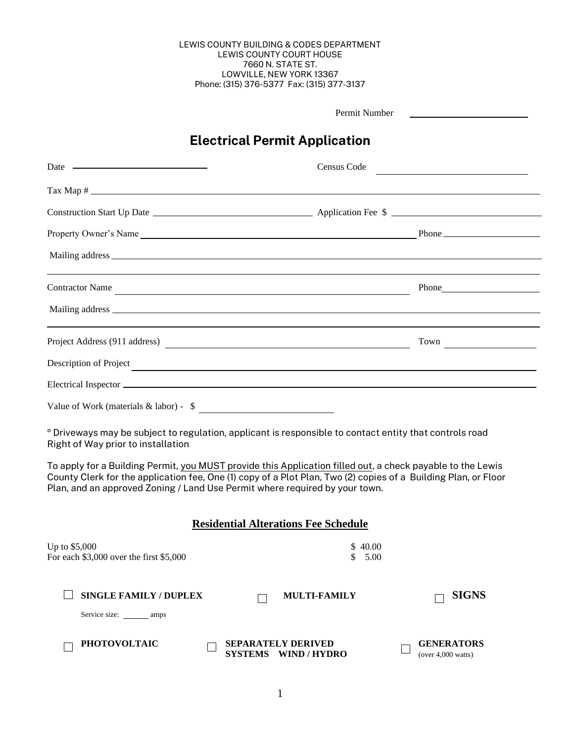LEWIS COUNTY BUILDING & CODES DEPARTMENT
LEWIS COUNTY COURT HOUSE
7660 N. STATE ST.
LOWVILLE, NEW YORK 13367
Phone: (315) 376-5377 Fax: (315) 377-3137

Permit Number ____________________

# Electrical Permit Application

Date ____________________ Census Code ____________________

Tax Map # ____________________

Construction Start Up Date ____________________ Application Fee $ ____________________

Property Owner's Name ____________________ Phone ____________________

Mailing address ____________________

Contractor Name ____________________ Phone ____________________

Mailing address ____________________

Project Address (911 address) ____________________ Town ____________________

Description of Project ____________________

Electrical Inspector ____________________

Value of Work (materials & labor) - $ ____________________

° Driveways may be subject to regulation, applicant is responsible to contact entity that controls road Right of Way prior to installation

To apply for a Building Permit, you MUST provide this Application filled out, a check payable to the Lewis County Clerk for the application fee, One (1) copy of a Plot Plan, Two (2) copies of a Building Plan, or Floor Plan, and an approved Zoning / Land Use Permit where required by your town.

## Residential Alterations Fee Schedule

| | |
|---|---|
| Up to $5,000 | $ 40.00 |
| For each $3,000 over the first $5,000 | $ 5.00 |

☐ **SINGLE FAMILY / DUPLEX**
Service size: ______ amps

☐ **MULTI-FAMILY**

☐ **SIGNS**

☐ **PHOTOVOLTAIC**

☐ **SEPARATELY DERIVED SYSTEMS WIND / HYDRO**

☐ **GENERATORS** (over 4,000 watts)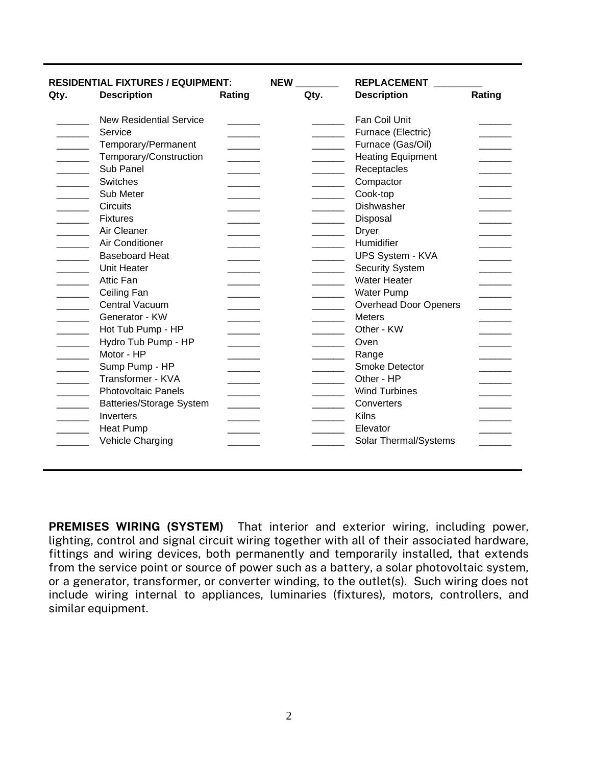**RESIDENTIAL FIXTURES / EQUIPMENT:** NEW ________ REPLACEMENT _________

| Qty. | Description | Rating | Qty. | Description | Rating |
|---|---|---|---|---|---|
| ______ | New Residential Service | ______ | ______ | Fan Coil Unit | ______ |
| ______ | Service | ______ | ______ | Furnace (Electric) | ______ |
| ______ | Temporary/Permanent | ______ | ______ | Furnace (Gas/Oil) | ______ |
| ______ | Temporary/Construction | ______ | ______ | Heating Equipment | ______ |
| ______ | Sub Panel | ______ | ______ | Receptacles | ______ |
| ______ | Switches | ______ | ______ | Compactor | ______ |
| ______ | Sub Meter | ______ | ______ | Cook-top | ______ |
| ______ | Circuits | ______ | ______ | Dishwasher | ______ |
| ______ | Fixtures | ______ | ______ | Disposal | ______ |
| ______ | Air Cleaner | ______ | ______ | Dryer | ______ |
| ______ | Air Conditioner | ______ | ______ | Humidifier | ______ |
| ______ | Baseboard Heat | ______ | ______ | UPS System - KVA | ______ |
| ______ | Unit Heater | ______ | ______ | Security System | ______ |
| ______ | Attic Fan | ______ | ______ | Water Heater | ______ |
| ______ | Ceiling Fan | ______ | ______ | Water Pump | ______ |
| ______ | Central Vacuum | ______ | ______ | Overhead Door Openers | ______ |
| ______ | Generator - KW | ______ | ______ | Meters | ______ |
| ______ | Hot Tub Pump - HP | ______ | ______ | Other - KW | ______ |
| ______ | Hydro Tub Pump - HP | ______ | ______ | Oven | ______ |
| ______ | Motor - HP | ______ | ______ | Range | ______ |
| ______ | Sump Pump - HP | ______ | ______ | Smoke Detector | ______ |
| ______ | Transformer - KVA | ______ | ______ | Other - HP | ______ |
| ______ | Photovoltaic Panels | ______ | ______ | Wind Turbines | ______ |
| ______ | Batteries/Storage System | ______ | ______ | Converters | ______ |
| ______ | Inverters | ______ | ______ | Kilns | ______ |
| ______ | Heat Pump | ______ | ______ | Elevator | ______ |
| ______ | Vehicle Charging | ______ | ______ | Solar Thermal/Systems | ______ |

**PREMISES WIRING (SYSTEM)** That interior and exterior wiring, including power, lighting, control and signal circuit wiring together with all of their associated hardware, fittings and wiring devices, both permanently and temporarily installed, that extends from the service point or source of power such as a battery, a solar photovoltaic system, or a generator, transformer, or converter winding, to the outlet(s). Such wiring does not include wiring internal to appliances, luminaries (fixtures), motors, controllers, and similar equipment.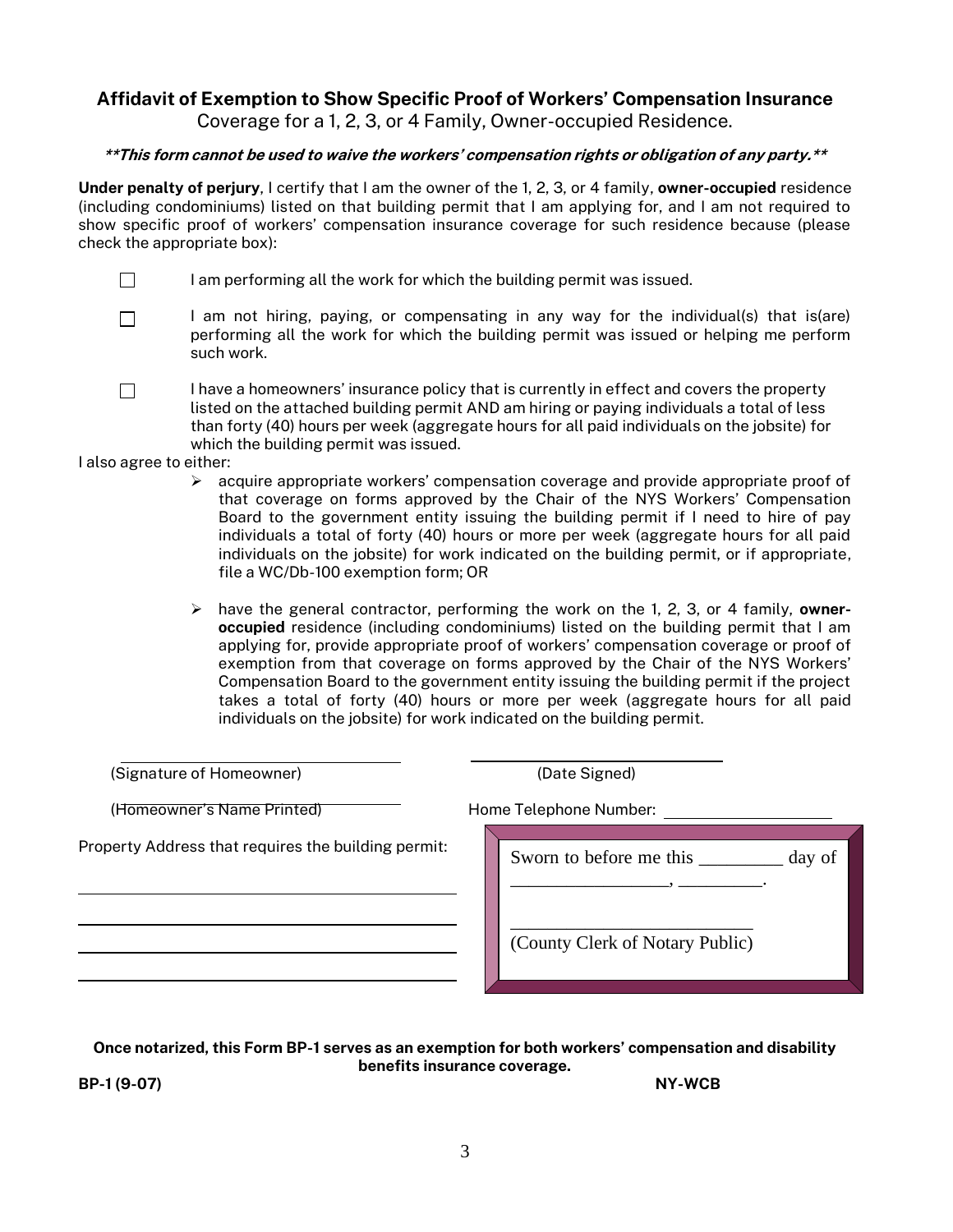**Affidavit of Exemption to Show Specific Proof of Workers' Compensation Insurance**
Coverage for a 1, 2, 3, or 4 Family, Owner-occupied Residence.

***\*\*This form cannot be used to waive the workers' compensation rights or obligation of any party.\*\****

**Under penalty of perjury**, I certify that I am the owner of the 1, 2, 3, or 4 family, **owner-occupied** residence (including condominiums) listed on that building permit that I am applying for, and I am not required to show specific proof of workers' compensation insurance coverage for such residence because (please check the appropriate box):

- ☐ I am performing all the work for which the building permit was issued.
- ☐ I am not hiring, paying, or compensating in any way for the individual(s) that is(are) performing all the work for which the building permit was issued or helping me perform such work.
- ☐ I have a homeowners' insurance policy that is currently in effect and covers the property listed on the attached building permit AND am hiring or paying individuals a total of less than forty (40) hours per week (aggregate hours for all paid individuals on the jobsite) for which the building permit was issued.

I also agree to either:

- acquire appropriate workers' compensation coverage and provide appropriate proof of that coverage on forms approved by the Chair of the NYS Workers' Compensation Board to the government entity issuing the building permit if I need to hire of pay individuals a total of forty (40) hours or more per week (aggregate hours for all paid individuals on the jobsite) for work indicated on the building permit, or if appropriate, file a WC/Db-100 exemption form; OR
- have the general contractor, performing the work on the 1, 2, 3, or 4 family, **owner-occupied** residence (including condominiums) listed on the building permit that I am applying for, provide appropriate proof of workers' compensation coverage or proof of exemption from that coverage on forms approved by the Chair of the NYS Workers' Compensation Board to the government entity issuing the building permit if the project takes a total of forty (40) hours or more per week (aggregate hours for all paid individuals on the jobsite) for work indicated on the building permit.

______________________________ (Signature of Homeowner)  ______________________________ (Date Signed)

______________________________ (Homeowner's Name Printed)  Home Telephone Number: ____________________

Property Address that requires the building permit:

______________________________________________

______________________________________________

______________________________________________

______________________________________________

Sworn to before me this _________ day of _________________, _________.

__________________________
(County Clerk of Notary Public)

**Once notarized, this Form BP-1 serves as an exemption for both workers' compensation and disability benefits insurance coverage.**

**BP-1 (9-07)** **NY-WCB**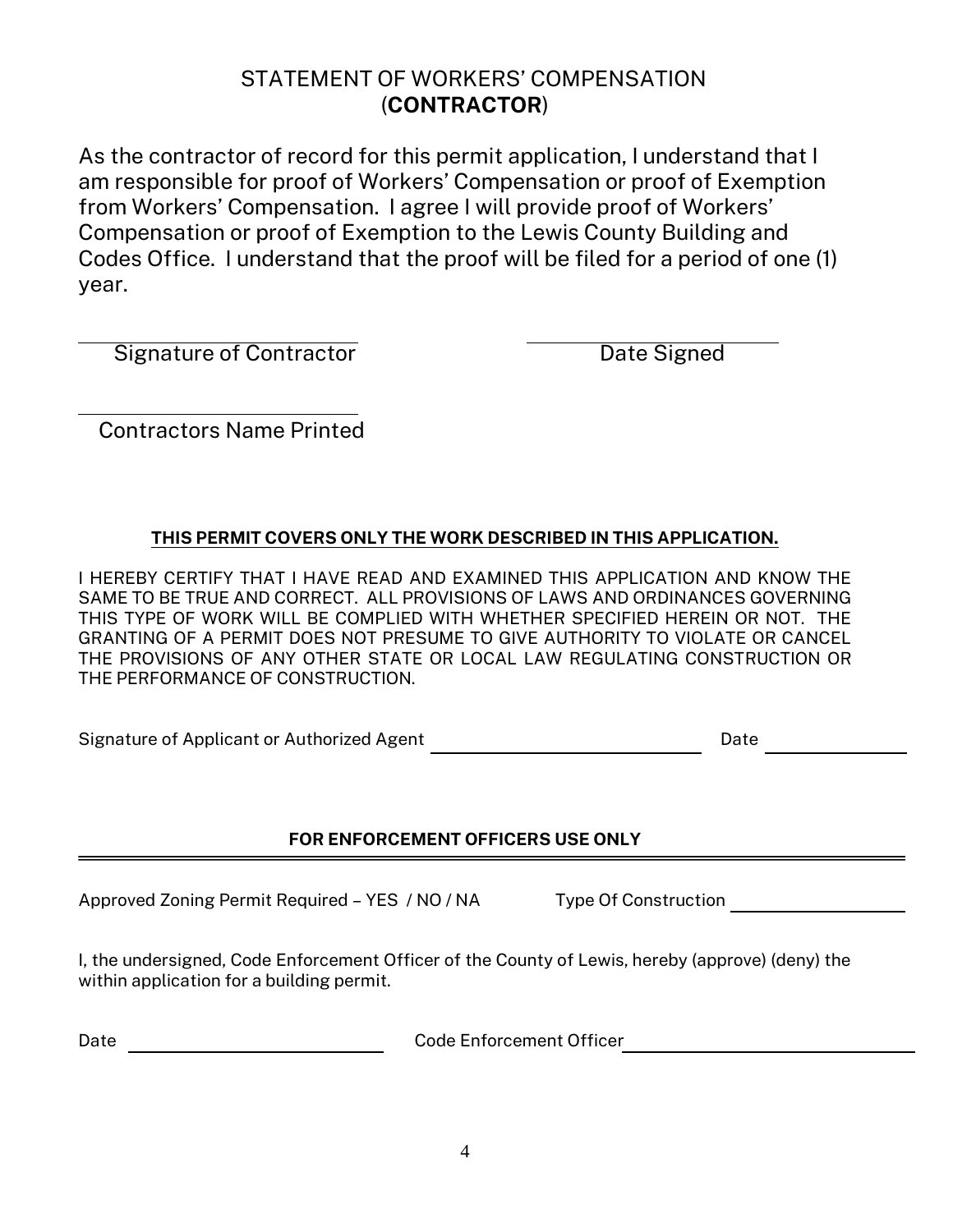## STATEMENT OF WORKERS' COMPENSATION (**CONTRACTOR**)

As the contractor of record for this permit application, I understand that I am responsible for proof of Workers' Compensation or proof of Exemption from Workers' Compensation. I agree I will provide proof of Workers' Compensation or proof of Exemption to the Lewis County Building and Codes Office. I understand that the proof will be filed for a period of one (1) year.

\_\_\_\_\_\_\_\_\_\_\_\_\_\_\_\_\_\_\_\_\_\_\_\_\_\_\_\_\_\_ \_\_\_\_\_\_\_\_\_\_\_\_\_\_\_\_\_\_\_\_\_\_\_\_\_\_\_\_
Signature of Contractor Date Signed

\_\_\_\_\_\_\_\_\_\_\_\_\_\_\_\_\_\_\_\_\_\_\_\_\_\_\_\_\_\_
Contractors Name Printed

**THIS PERMIT COVERS ONLY THE WORK DESCRIBED IN THIS APPLICATION.**

I HEREBY CERTIFY THAT I HAVE READ AND EXAMINED THIS APPLICATION AND KNOW THE SAME TO BE TRUE AND CORRECT. ALL PROVISIONS OF LAWS AND ORDINANCES GOVERNING THIS TYPE OF WORK WILL BE COMPLIED WITH WHETHER SPECIFIED HEREIN OR NOT. THE GRANTING OF A PERMIT DOES NOT PRESUME TO GIVE AUTHORITY TO VIOLATE OR CANCEL THE PROVISIONS OF ANY OTHER STATE OR LOCAL LAW REGULATING CONSTRUCTION OR THE PERFORMANCE OF CONSTRUCTION.

Signature of Applicant or Authorized Agent \_\_\_\_\_\_\_\_\_\_\_\_\_\_\_\_\_\_\_\_\_\_\_\_\_\_\_\_ Date \_\_\_\_\_\_\_\_\_\_\_\_\_\_

**FOR ENFORCEMENT OFFICERS USE ONLY**

Approved Zoning Permit Required – YES / NO / NA Type Of Construction \_\_\_\_\_\_\_\_\_\_\_\_\_\_\_\_\_\_

I, the undersigned, Code Enforcement Officer of the County of Lewis, hereby (approve) (deny) the within application for a building permit.

Date \_\_\_\_\_\_\_\_\_\_\_\_\_\_\_\_\_\_\_\_\_\_\_\_\_\_\_\_ Code Enforcement Officer \_\_\_\_\_\_\_\_\_\_\_\_\_\_\_\_\_\_\_\_\_\_\_\_\_\_\_\_\_\_\_\_